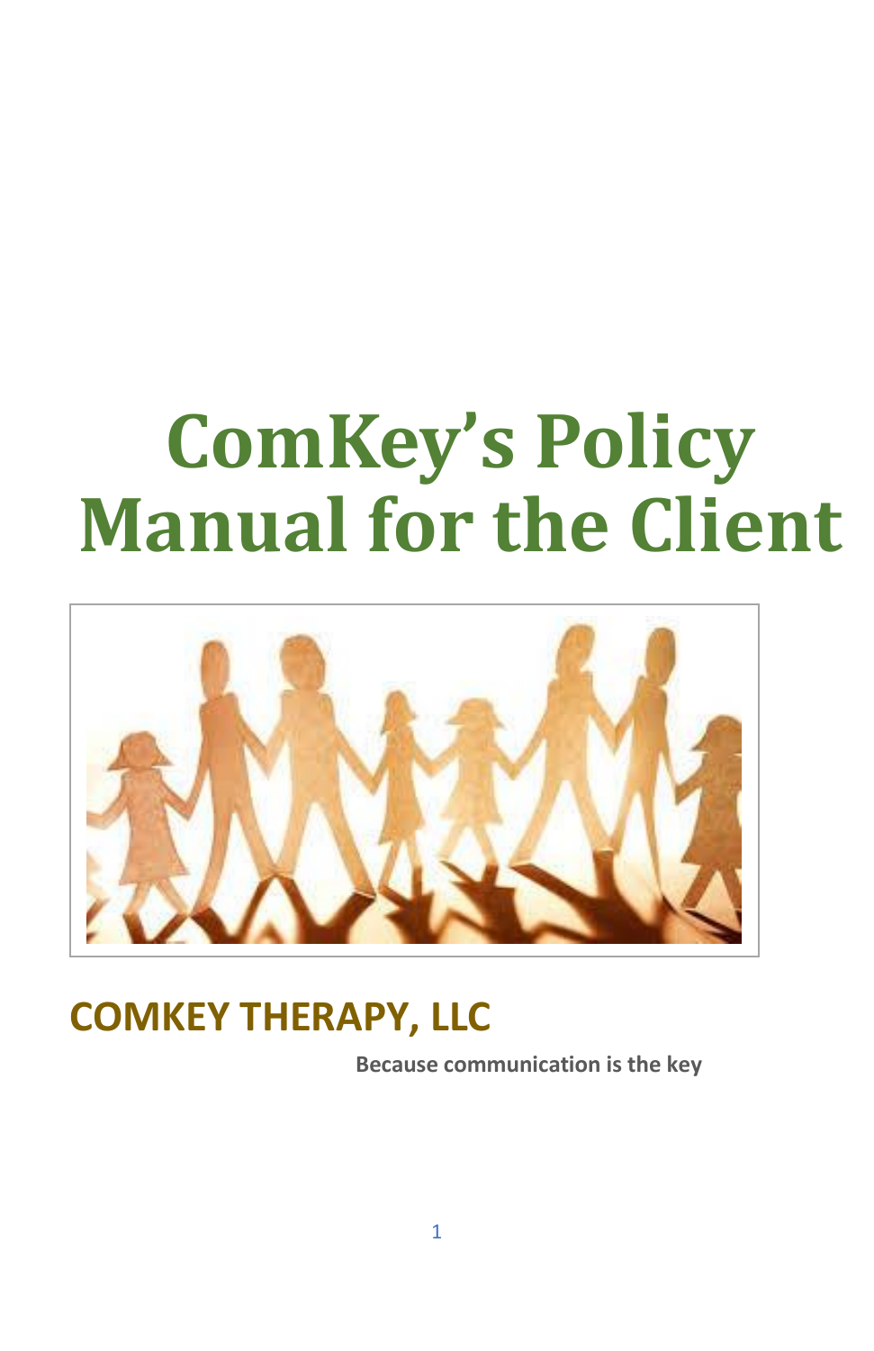# ComKey's Policy Manual for the Client

## COMKEY THERAPY, LLC

**Because communication is the key**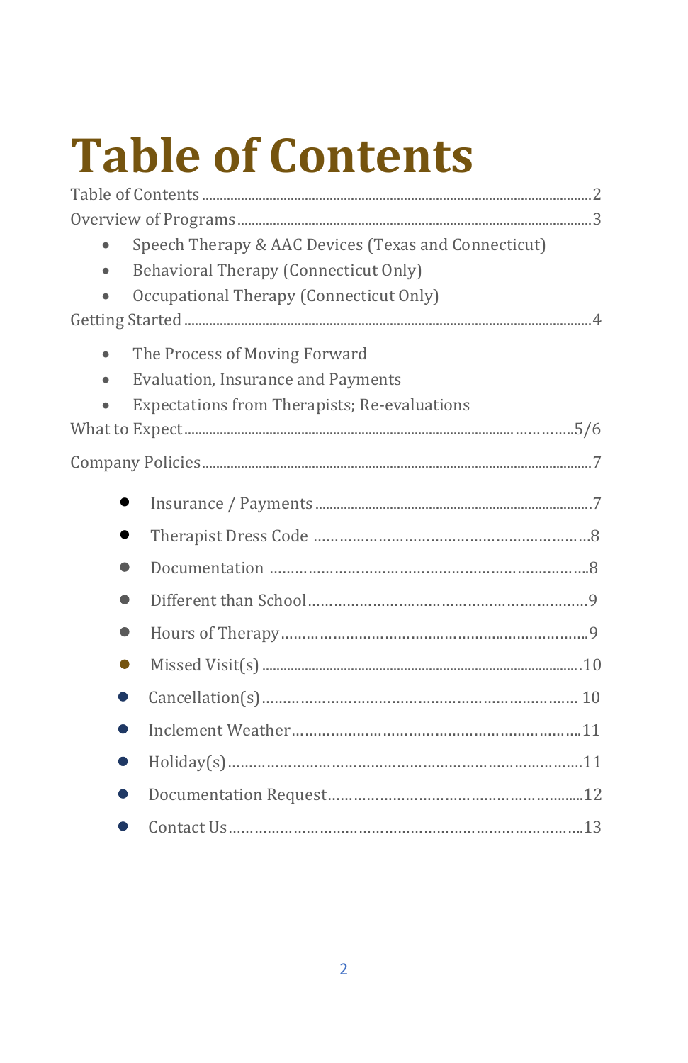# Table of Contents

Table of Contents ........................................................................................................ 2

Overview of Programs ................................................................................................ 3

- Speech Therapy & AAC Devices (Texas and Connecticut)
- Behavioral Therapy (Connecticut Only)
- Occupational Therapy (Connecticut Only)

Getting Started ........................................................................................................... 4

- The Process of Moving Forward
- Evaluation, Insurance and Payments
- Expectations from Therapists; Re-evaluations

What to Expect ........................................................................................................ 5/6

Company Policies ........................................................................................................ 7

- Insurance / Payments ........................................................................ 7
- Therapist Dress Code ........................................................................ 8
- Documentation ..................................................................................... 8
- Different than School ........................................................................ 9
- Hours of Therapy ................................................................................. 9
- Missed Visit(s) .................................................................................... 10
- Cancellation(s) .................................................................................... 10
- Inclement Weather .............................................................................. 11
- Holiday(s) ........................................................................................... 11
- Documentation Request ..................................................................... 12
- Contact Us ........................................................................................... 13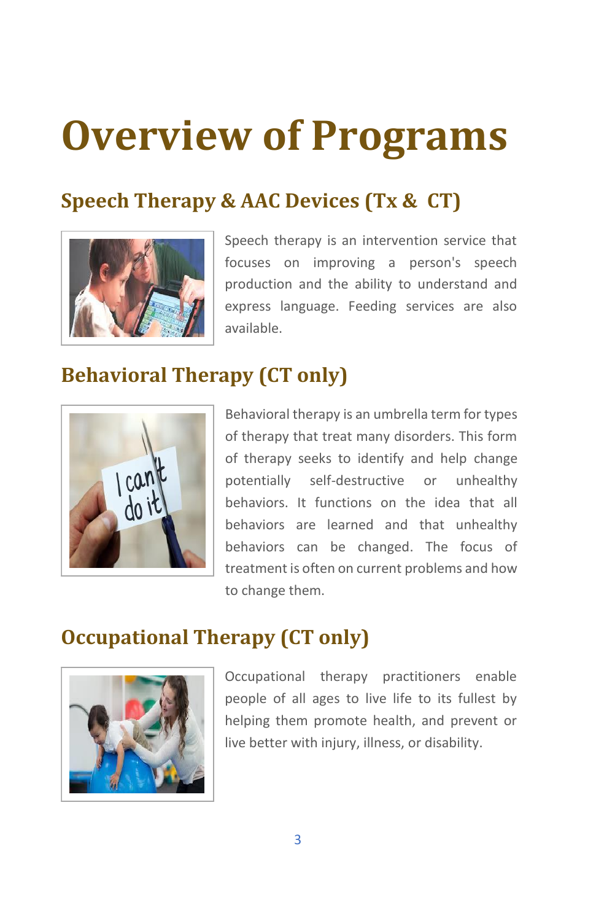# Overview of Programs

## Speech Therapy & AAC Devices (Tx & CT)

Speech therapy is an intervention service that focuses on improving a person's speech production and the ability to understand and express language. Feeding services are also available.

## Behavioral Therapy (CT only)

Behavioral therapy is an umbrella term for types of therapy that treat many disorders. This form of therapy seeks to identify and help change potentially self-destructive or unhealthy behaviors. It functions on the idea that all behaviors are learned and that unhealthy behaviors can be changed. The focus of treatment is often on current problems and how to change them.

## Occupational Therapy (CT only)

Occupational therapy practitioners enable people of all ages to live life to its fullest by helping them promote health, and prevent or live better with injury, illness, or disability.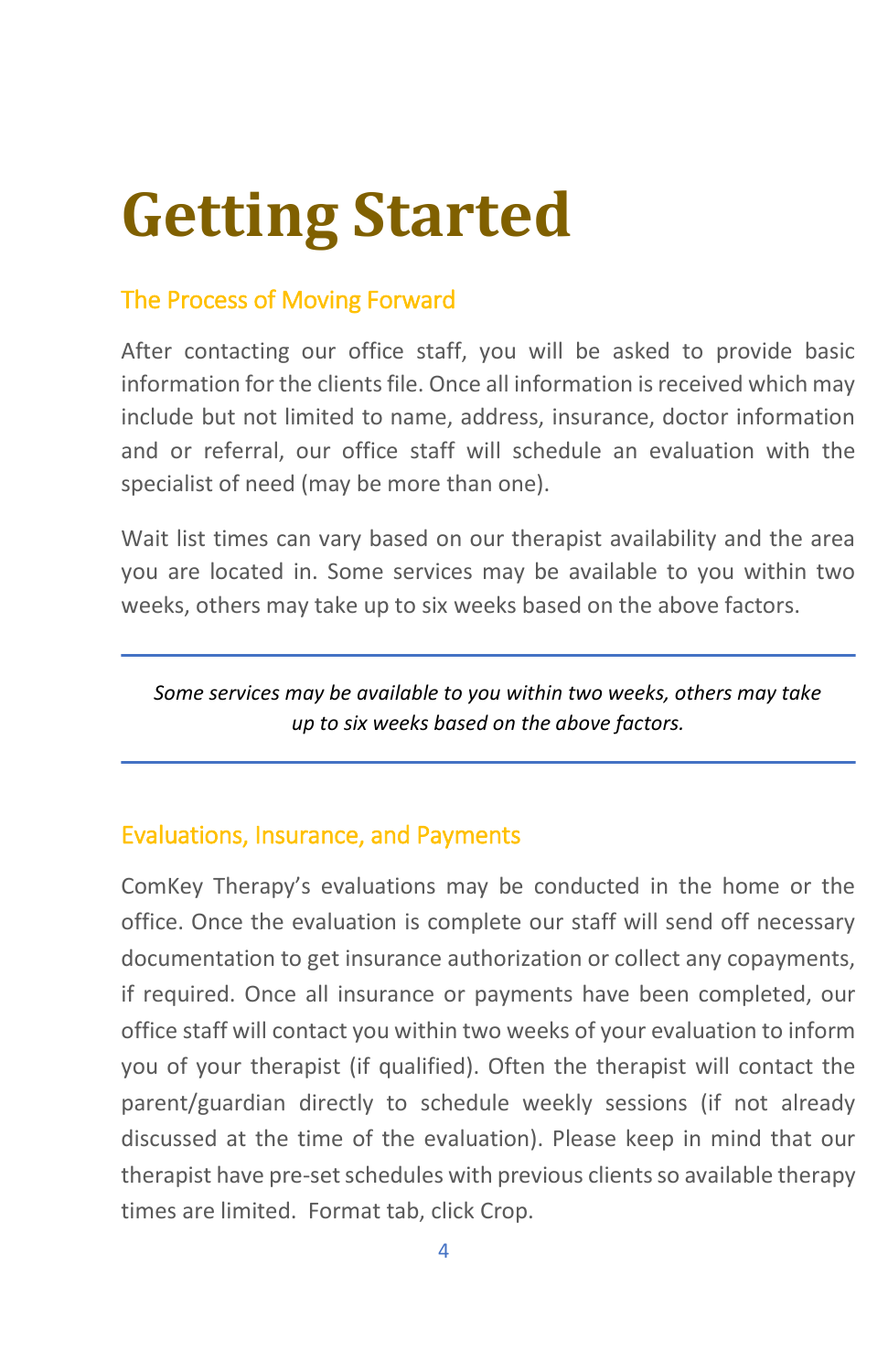# Getting Started

## The Process of Moving Forward

After contacting our office staff, you will be asked to provide basic information for the clients file. Once all information is received which may include but not limited to name, address, insurance, doctor information and or referral, our office staff will schedule an evaluation with the specialist of need (may be more than one).

Wait list times can vary based on our therapist availability and the area you are located in. Some services may be available to you within two weeks, others may take up to six weeks based on the above factors.

---

*Some services may be available to you within two weeks, others may take up to six weeks based on the above factors.*

---

## Evaluations, Insurance, and Payments

ComKey Therapy's evaluations may be conducted in the home or the office. Once the evaluation is complete our staff will send off necessary documentation to get insurance authorization or collect any copayments, if required. Once all insurance or payments have been completed, our office staff will contact you within two weeks of your evaluation to inform you of your therapist (if qualified). Often the therapist will contact the parent/guardian directly to schedule weekly sessions (if not already discussed at the time of the evaluation). Please keep in mind that our therapist have pre-set schedules with previous clients so available therapy times are limited. Format tab, click Crop.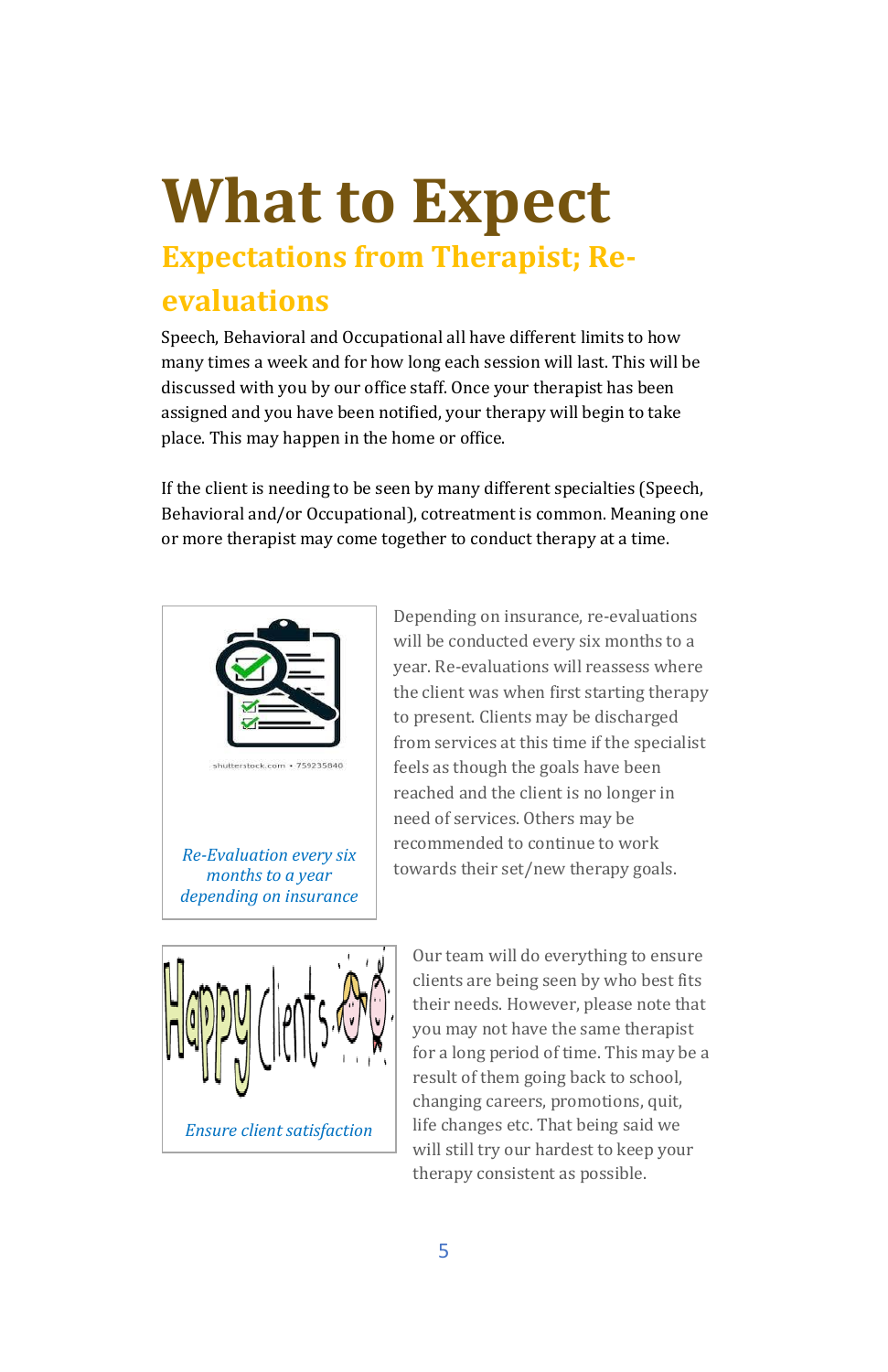# What to Expect

## Expectations from Therapist; Re-evaluations

Speech, Behavioral and Occupational all have different limits to how many times a week and for how long each session will last. This will be discussed with you by our office staff. Once your therapist has been assigned and you have been notified, your therapy will begin to take place. This may happen in the home or office.

If the client is needing to be seen by many different specialties (Speech, Behavioral and/or Occupational), cotreatment is common. Meaning one or more therapist may come together to conduct therapy at a time.

*Re-Evaluation every six months to a year depending on insurance*

Depending on insurance, re-evaluations will be conducted every six months to a year. Re-evaluations will reassess where the client was when first starting therapy to present. Clients may be discharged from services at this time if the specialist feels as though the goals have been reached and the client is no longer in need of services. Others may be recommended to continue to work towards their set/new therapy goals.

*Ensure client satisfaction*

Our team will do everything to ensure clients are being seen by who best fits their needs. However, please note that you may not have the same therapist for a long period of time. This may be a result of them going back to school, changing careers, promotions, quit, life changes etc. That being said we will still try our hardest to keep your therapy consistent as possible.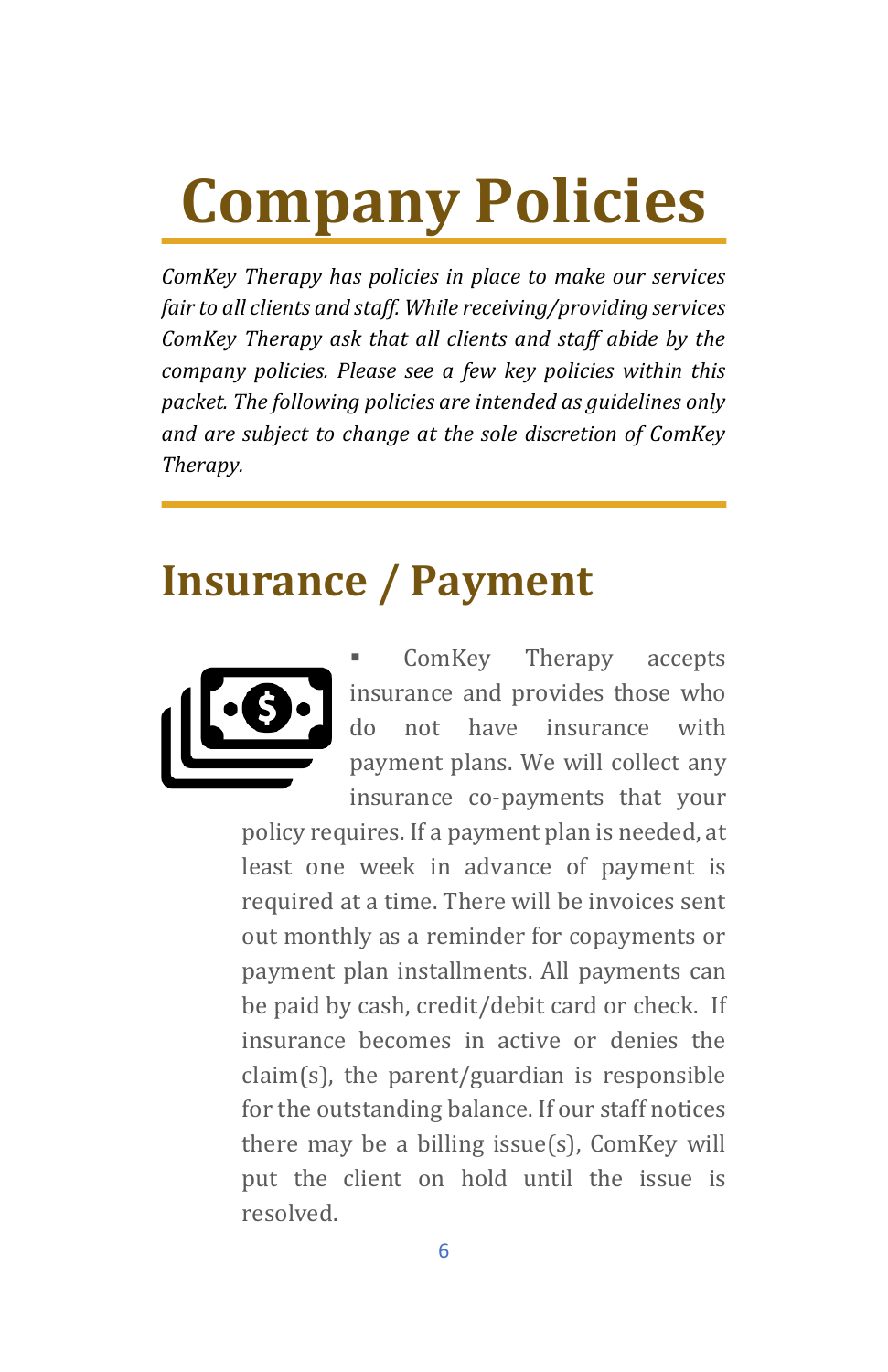# Company Policies

*ComKey Therapy has policies in place to make our services fair to all clients and staff. While receiving/providing services ComKey Therapy ask that all clients and staff abide by the company policies. Please see a few key policies within this packet. The following policies are intended as guidelines only and are subject to change at the sole discretion of ComKey Therapy.*

## Insurance / Payment

- ComKey Therapy accepts insurance and provides those who do not have insurance with payment plans. We will collect any insurance co-payments that your policy requires. If a payment plan is needed, at least one week in advance of payment is required at a time. There will be invoices sent out monthly as a reminder for copayments or payment plan installments. All payments can be paid by cash, credit/debit card or check. If insurance becomes in active or denies the claim(s), the parent/guardian is responsible for the outstanding balance. If our staff notices there may be a billing issue(s), ComKey will put the client on hold until the issue is resolved.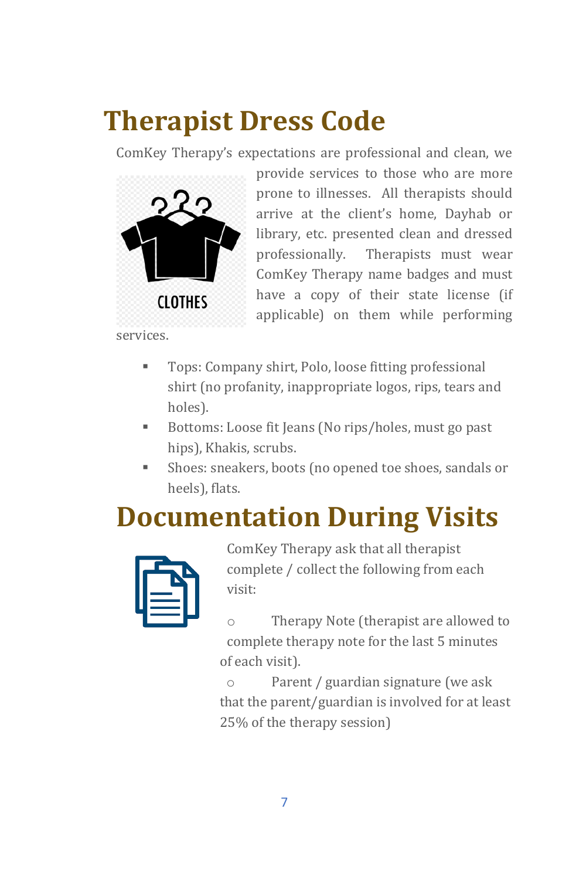# Therapist Dress Code

ComKey Therapy's expectations are professional and clean, we provide services to those who are more prone to illnesses. All therapists should arrive at the client's home, Dayhab or library, etc. presented clean and dressed professionally. Therapists must wear ComKey Therapy name badges and must have a copy of their state license (if applicable) on them while performing services.

- Tops: Company shirt, Polo, loose fitting professional shirt (no profanity, inappropriate logos, rips, tears and holes).
- Bottoms: Loose fit Jeans (No rips/holes, must go past hips), Khakis, scrubs.
- Shoes: sneakers, boots (no opened toe shoes, sandals or heels), flats.

# Documentation During Visits

ComKey Therapy ask that all therapist complete / collect the following from each visit:

- Therapy Note (therapist are allowed to complete therapy note for the last 5 minutes of each visit).
- Parent / guardian signature (we ask that the parent/guardian is involved for at least 25% of the therapy session)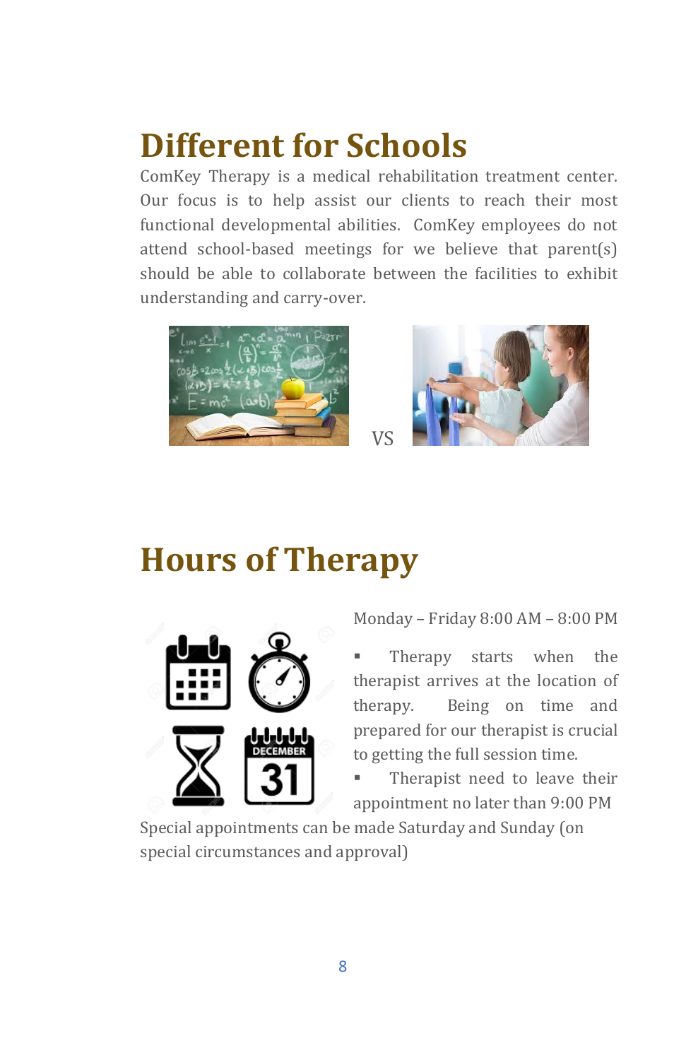# Different for Schools

ComKey Therapy is a medical rehabilitation treatment center. Our focus is to help assist our clients to reach their most functional developmental abilities. ComKey employees do not attend school-based meetings for we believe that parent(s) should be able to collaborate between the facilities to exhibit understanding and carry-over.

VS

# Hours of Therapy

Monday – Friday 8:00 AM – 8:00 PM

- Therapy starts when the therapist arrives at the location of therapy. Being on time and prepared for our therapist is crucial to getting the full session time.
- Therapist need to leave their appointment no later than 9:00 PM

Special appointments can be made Saturday and Sunday (on special circumstances and approval)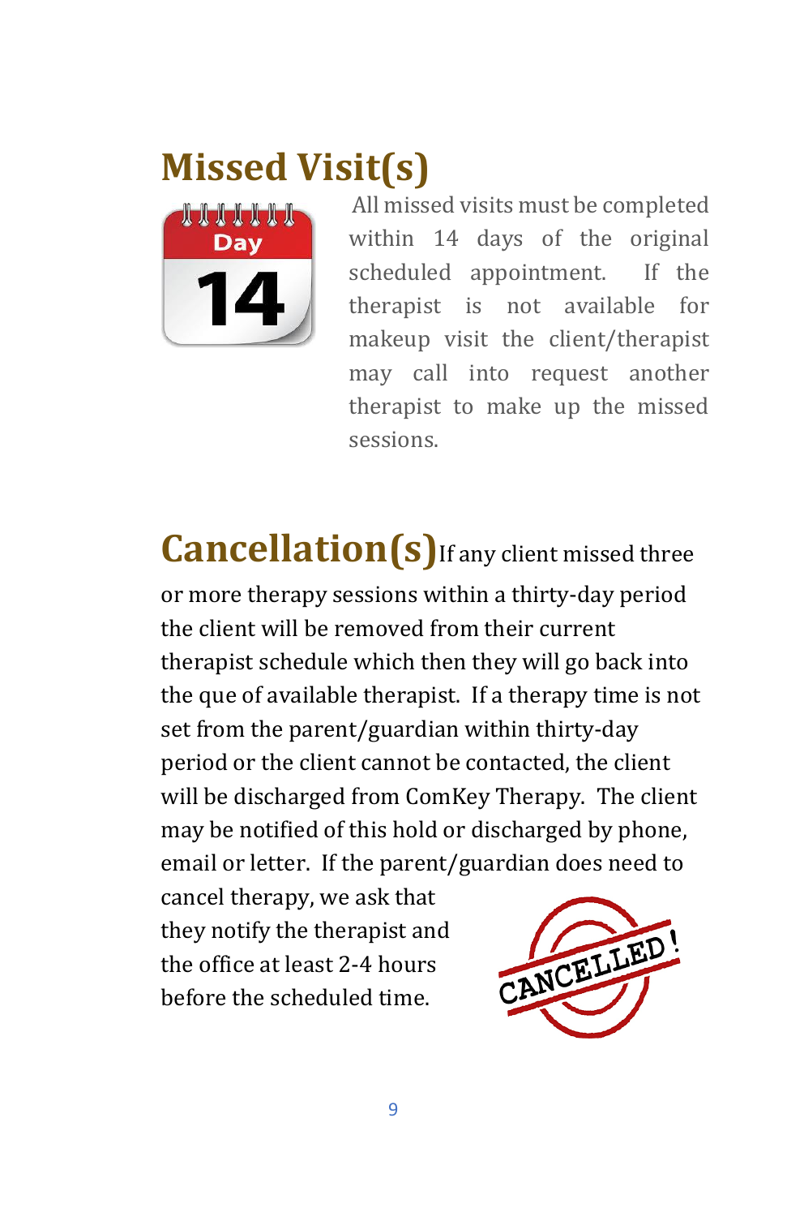## Missed Visit(s)

All missed visits must be completed within 14 days of the original scheduled appointment. If the therapist is not available for makeup visit the client/therapist may call into request another therapist to make up the missed sessions.

## Cancellation(s)

If any client missed three or more therapy sessions within a thirty-day period the client will be removed from their current therapist schedule which then they will go back into the que of available therapist. If a therapy time is not set from the parent/guardian within thirty-day period or the client cannot be contacted, the client will be discharged from ComKey Therapy. The client may be notified of this hold or discharged by phone, email or letter. If the parent/guardian does need to cancel therapy, we ask that they notify the therapist and the office at least 2-4 hours before the scheduled time.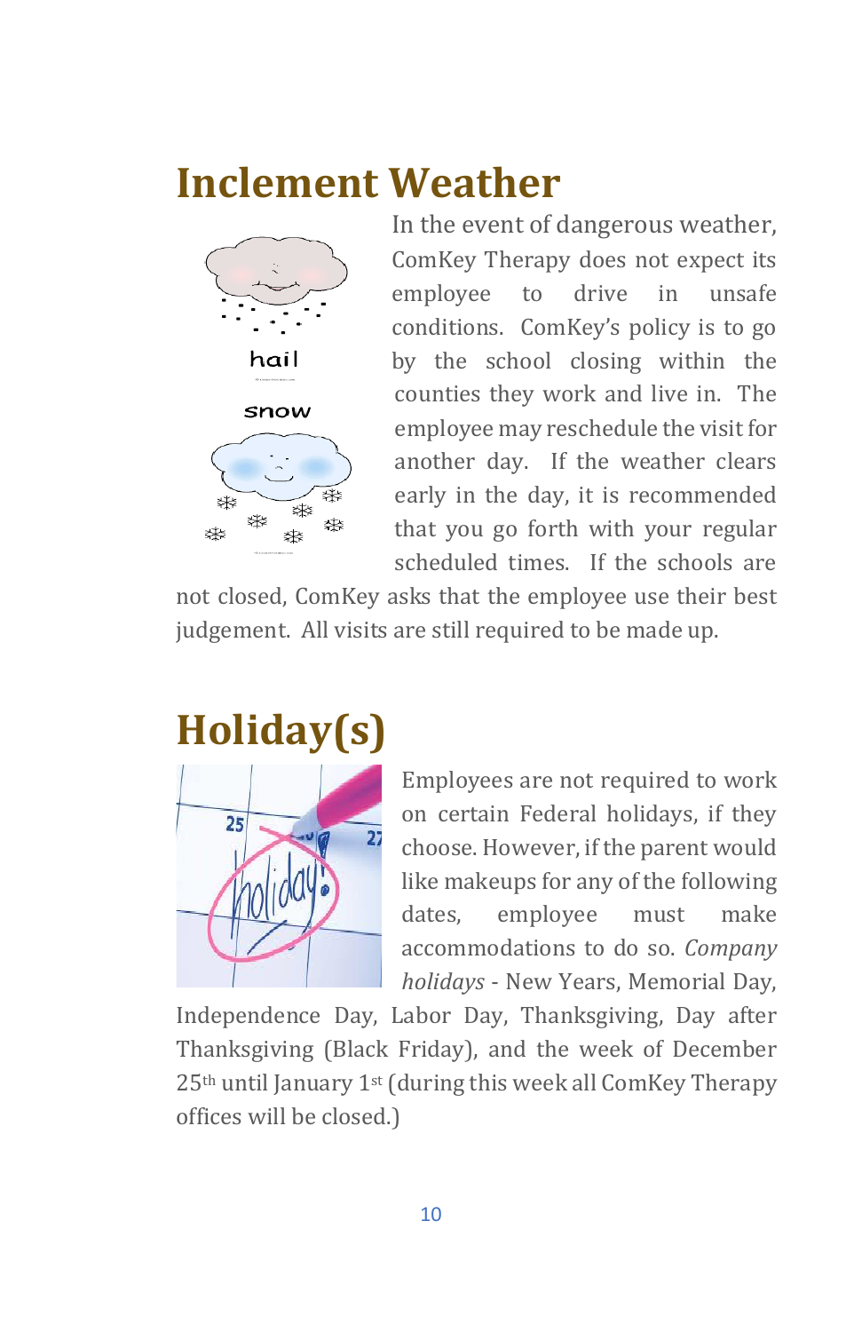# Inclement Weather

In the event of dangerous weather, ComKey Therapy does not expect its employee to drive in unsafe conditions. ComKey's policy is to go by the school closing within the counties they work and live in. The employee may reschedule the visit for another day. If the weather clears early in the day, it is recommended that you go forth with your regular scheduled times. If the schools are not closed, ComKey asks that the employee use their best judgement. All visits are still required to be made up.

# Holiday(s)

Employees are not required to work on certain Federal holidays, if they choose. However, if the parent would like makeups for any of the following dates, employee must make accommodations to do so. *Company holidays* - New Years, Memorial Day, Independence Day, Labor Day, Thanksgiving, Day after Thanksgiving (Black Friday), and the week of December 25th until January 1st (during this week all ComKey Therapy offices will be closed.)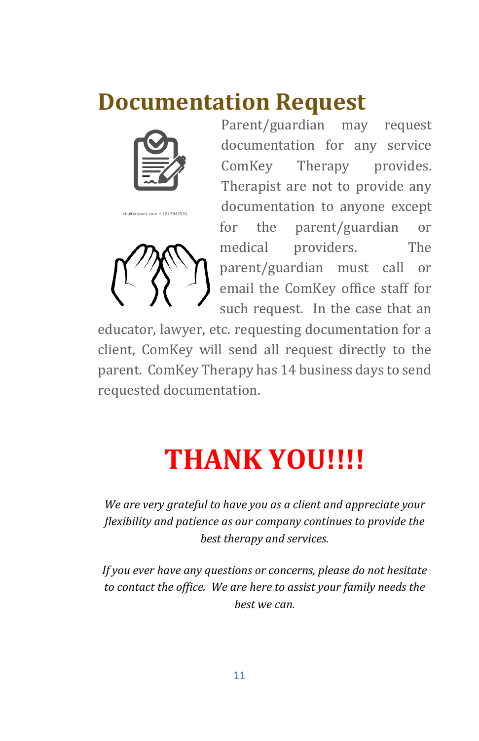# Documentation Request

Parent/guardian may request documentation for any service ComKey Therapy provides. Therapist are not to provide any documentation to anyone except for the parent/guardian or medical providers. The parent/guardian must call or email the ComKey office staff for such request. In the case that an educator, lawyer, etc. requesting documentation for a client, ComKey will send all request directly to the parent. ComKey Therapy has 14 business days to send requested documentation.

# THANK YOU!!!!

*We are very grateful to have you as a client and appreciate your flexibility and patience as our company continues to provide the best therapy and services.*

*If you ever have any questions or concerns, please do not hesitate to contact the office. We are here to assist your family needs the best we can.*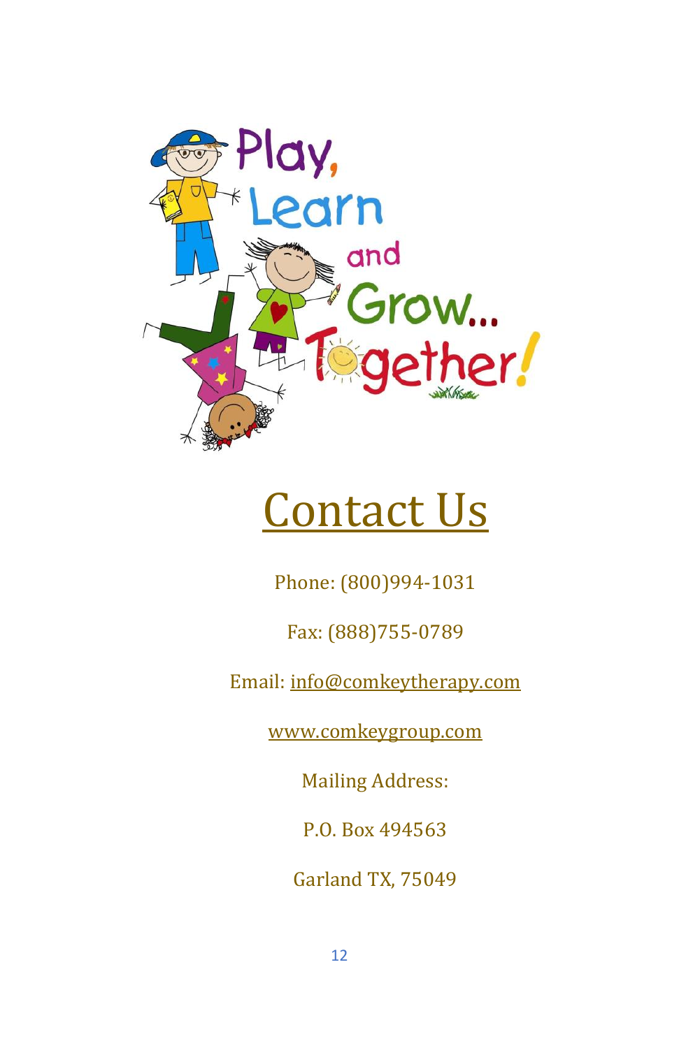Play, Learn and Grow... Together!

# Contact Us

Phone: (800)994-1031

Fax: (888)755-0789

Email: info@comkeytherapy.com

www.comkeygroup.com

Mailing Address:

P.O. Box 494563

Garland TX, 75049